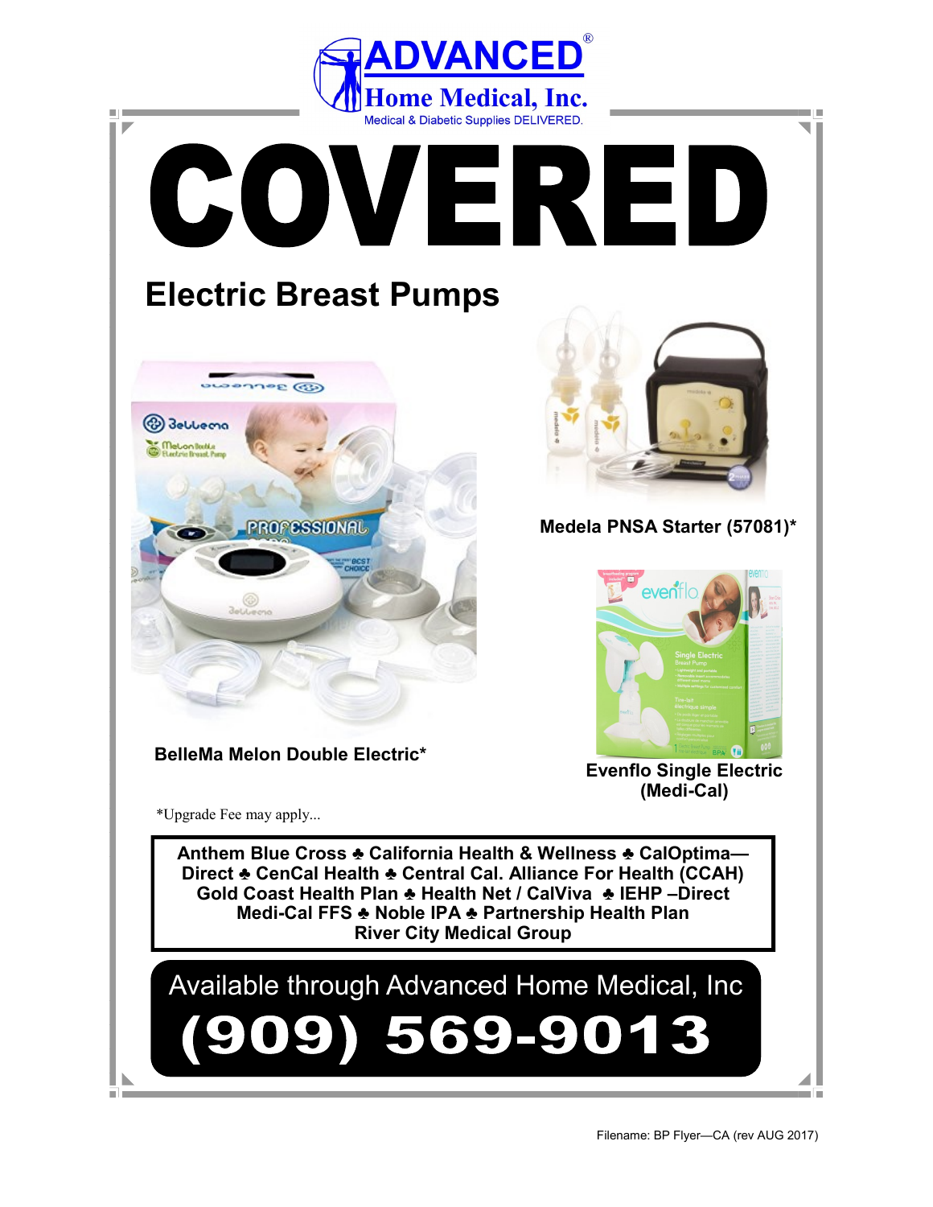**ADVANCED®**
**Home Medical, Inc.**
Medical & Diabetic Supplies DELIVERED.

# COVERED

## Electric Breast Pumps

**Medela PNSA Starter (57081)***

**BelleMa Melon Double Electric***

**Evenflo Single Electric (Medi-Cal)**

*Upgrade Fee may apply...

**Anthem Blue Cross ♣ California Health & Wellness ♣ CalOptima—Direct ♣ CenCal Health ♣ Central Cal. Alliance For Health (CCAH) Gold Coast Health Plan ♣ Health Net / CalViva ♣ IEHP –Direct Medi-Cal FFS ♣ Noble IPA ♣ Partnership Health Plan River City Medical Group**

Available through Advanced Home Medical, Inc

**(909) 569-9013**

Filename: BP Flyer—CA (rev AUG 2017)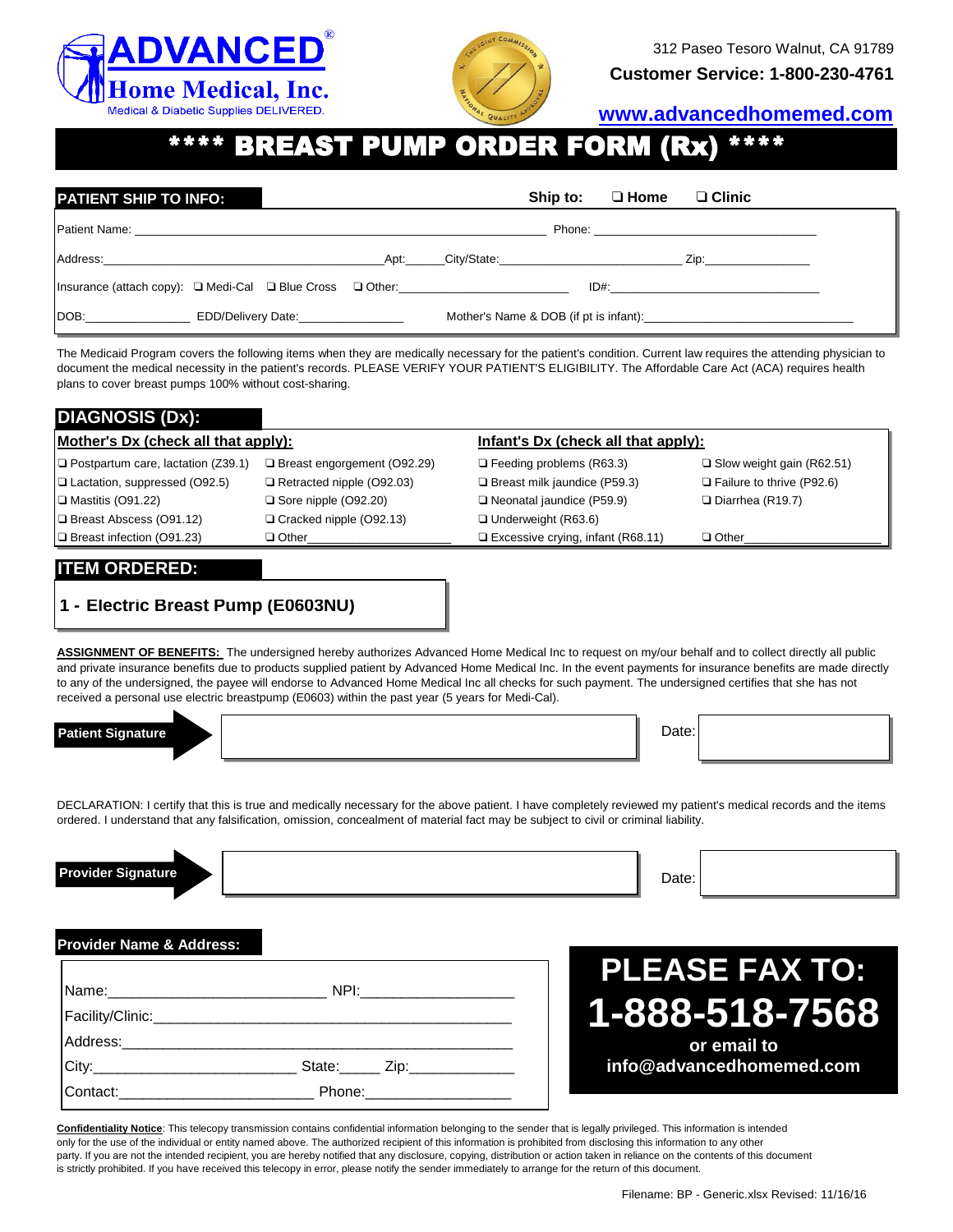**ADVANCED® Home Medical, Inc.**
Medical & Diabetic Supplies DELIVERED.

312 Paseo Tesoro Walnut, CA 91789
**Customer Service: 1-800-230-4761**
www.advancedhomemed.com

# **** BREAST PUMP ORDER FORM (Rx) ****

## PATIENT SHIP TO INFO:

**Ship to:** ❑ Home ❑ Clinic

Patient Name: ______________________________ Phone: ______________________

Address: ______________________ Apt: ______ City/State: ______________________ Zip: ______________

Insurance (attach copy): ❑ Medi-Cal ❑ Blue Cross ❑ Other: ______________________ ID#: ______________________

DOB: ______________ EDD/Delivery Date: ______________ Mother's Name & DOB (if pt is infant): ______________________

The Medicaid Program covers the following items when they are medically necessary for the patient's condition. Current law requires the attending physician to document the medical necessity in the patient's records. PLEASE VERIFY YOUR PATIENT'S ELIGIBILITY. The Affordable Care Act (ACA) requires health plans to cover breast pumps 100% without cost-sharing.

## DIAGNOSIS (Dx):

| Mother's Dx (check all that apply): | | Infant's Dx (check all that apply): | |
|---|---|---|---|
| ❑ Postpartum care, lactation (Z39.1) | ❑ Breast engorgement (O92.29) | ❑ Feeding problems (R63.3) | ❑ Slow weight gain (R62.51) |
| ❑ Lactation, suppressed (O92.5) | ❑ Retracted nipple (O92.03) | ❑ Breast milk jaundice (P59.3) | ❑ Failure to thrive (P92.6) |
| ❑ Mastitis (O91.22) | ❑ Sore nipple (O92.20) | ❑ Neonatal jaundice (P59.9) | ❑ Diarrhea (R19.7) |
| ❑ Breast Abscess (O91.12) | ❑ Cracked nipple (O92.13) | ❑ Underweight (R63.6) | |
| ❑ Breast infection (O91.23) | ❑ Other______________ | ❑ Excessive crying, infant (R68.11) | ❑ Other______________ |

## ITEM ORDERED:

**1 - Electric Breast Pump (E0603NU)**

**ASSIGNMENT OF BENEFITS:** The undersigned hereby authorizes Advanced Home Medical Inc to request on my/our behalf and to collect directly all public and private insurance benefits due to products supplied patient by Advanced Home Medical Inc. In the event payments for insurance benefits are made directly to any of the undersigned, the payee will endorse to Advanced Home Medical Inc all checks for such payment. The undersigned certifies that she has not received a personal use electric breastpump (E0603) within the past year (5 years for Medi-Cal).

**Patient Signature** ______________________ Date: __________

DECLARATION: I certify that this is true and medically necessary for the above patient. I have completely reviewed my patient's medical records and the items ordered. I understand that any falsification, omission, concealment of material fact may be subject to civil or criminal liability.

**Provider Signature** ______________________ Date: __________

## Provider Name & Address:

Name: ______________________ NPI: ______________

Facility/Clinic: ______________________________________

Address: ______________________________________

City: ______________________ State: _____ Zip: ____________

Contact: ______________________ Phone: ______________

# PLEASE FAX TO:
# 1-888-518-7568
**or email to**
**info@advancedhomemed.com**

**Confidentiality Notice**: This telecopy transmission contains confidential information belonging to the sender that is legally privileged. This information is intended only for the use of the individual or entity named above. The authorized recipient of this information is prohibited from disclosing this information to any other party. If you are not the intended recipient, you are hereby notified that any disclosure, copying, distribution or action taken in reliance on the contents of this document is strictly prohibited. If you have received this telecopy in error, please notify the sender immediately to arrange for the return of this document.

Filename: BP - Generic.xlsx Revised: 11/16/16